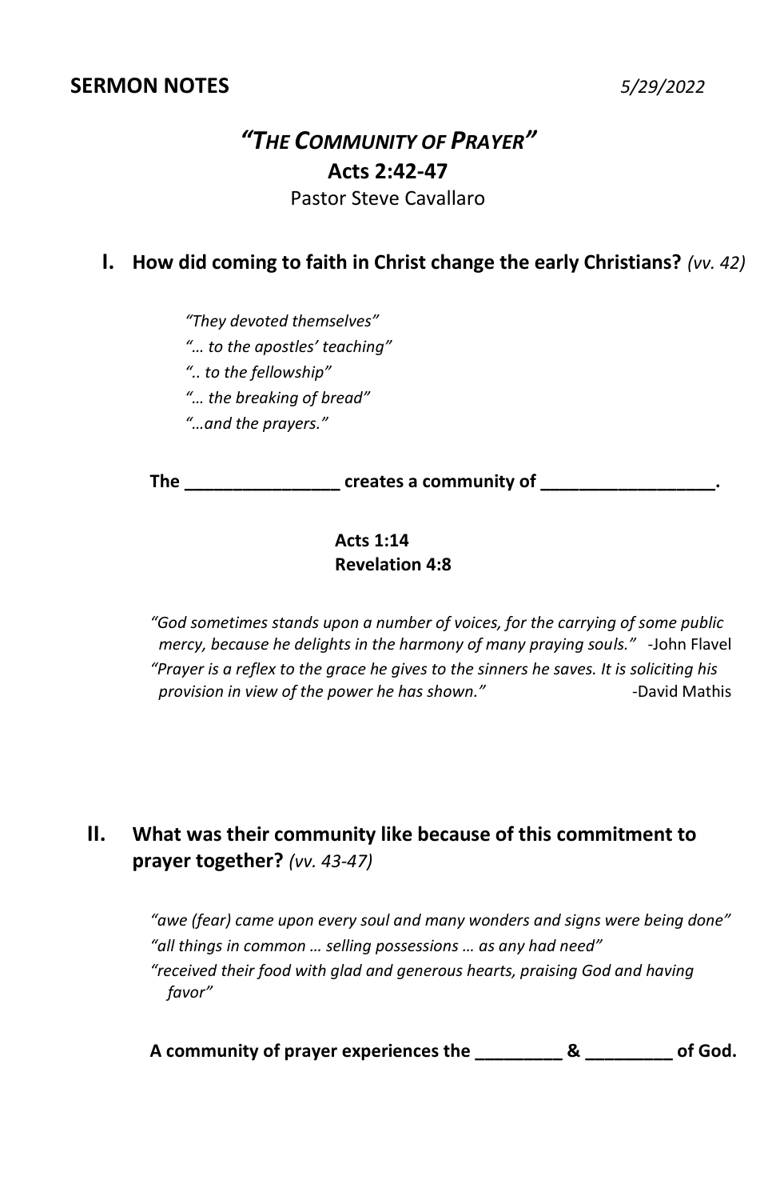**SERMON NOTES** *5/29/2022*

# *"The Community of Prayer"*

## Acts 2:42-47

Pastor Steve Cavallaro

## I. How did coming to faith in Christ change the early Christians? *(vv. 42)*

*"They devoted themselves"*
*"… to the apostles' teaching"*
*".. to the fellowship"*
*"… the breaking of bread"*
*"…and the prayers."*

**The ________________ creates a community of __________________.**

**Acts 1:14**
**Revelation 4:8**

*"God sometimes stands upon a number of voices, for the carrying of some public mercy, because he delights in the harmony of many praying souls."* -John Flavel

*"Prayer is a reflex to the grace he gives to the sinners he saves. It is soliciting his provision in view of the power he has shown."* -David Mathis

## II. What was their community like because of this commitment to prayer together? *(vv. 43-47)*

*"awe (fear) came upon every soul and many wonders and signs were being done"*
*"all things in common … selling possessions … as any had need"*
*"received their food with glad and generous hearts, praising God and having favor"*

**A community of prayer experiences the _________ & _________ of God.**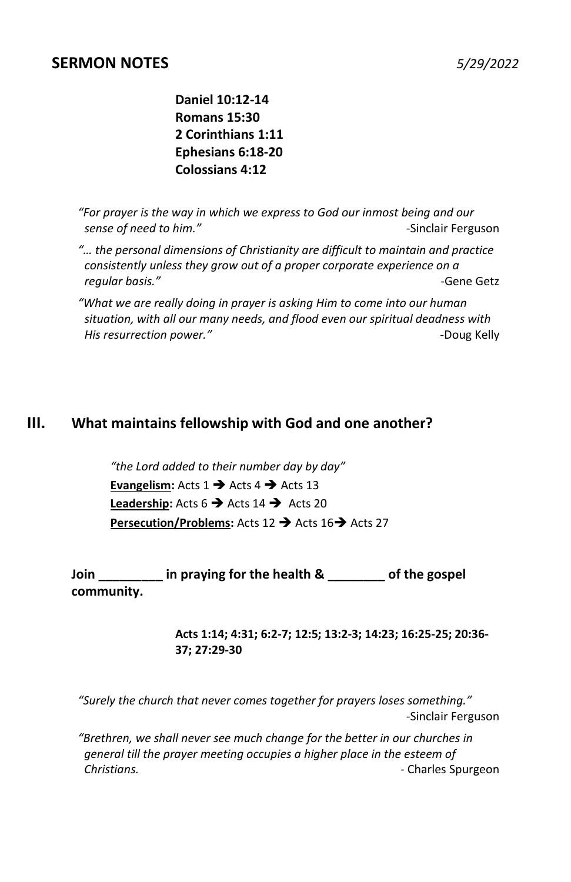## SERMON NOTES

*5/29/2022*

**Daniel 10:12-14**
**Romans 15:30**
**2 Corinthians 1:11**
**Ephesians 6:18-20**
**Colossians 4:12**

*"For prayer is the way in which we express to God our inmost being and our sense of need to him."* -Sinclair Ferguson

*"… the personal dimensions of Christianity are difficult to maintain and practice consistently unless they grow out of a proper corporate experience on a regular basis."* -Gene Getz

*"What we are really doing in prayer is asking Him to come into our human situation, with all our many needs, and flood even our spiritual deadness with His resurrection power."* -Doug Kelly

## III. What maintains fellowship with God and one another?

*"the Lord added to their number day by day"*

**Evangelism:** Acts 1 ➔ Acts 4 ➔ Acts 13

**Leadership:** Acts 6 ➔ Acts 14 ➔ Acts 20

**Persecution/Problems:** Acts 12 ➔ Acts 16➔ Acts 27

**Join _________ in praying for the health & ________ of the gospel community.**

**Acts 1:14; 4:31; 6:2-7; 12:5; 13:2-3; 14:23; 16:25-25; 20:36-37; 27:29-30**

*"Surely the church that never comes together for prayers loses something."* -Sinclair Ferguson

*"Brethren, we shall never see much change for the better in our churches in general till the prayer meeting occupies a higher place in the esteem of Christians.* - Charles Spurgeon